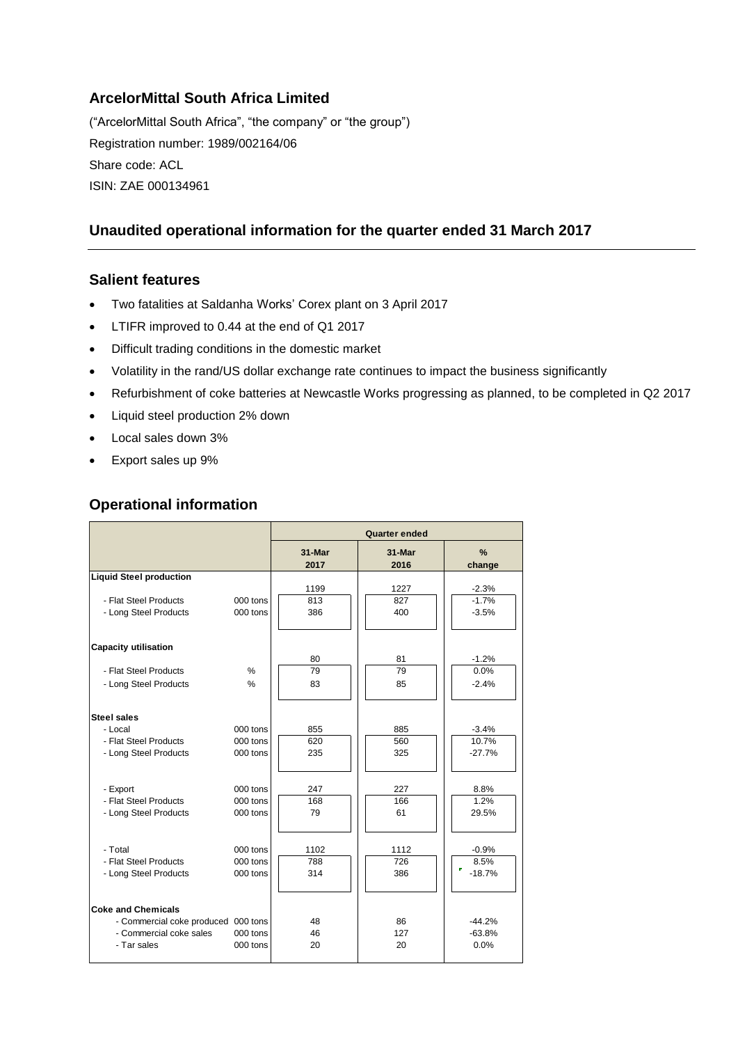## ArcelorMittal South Africa Limited

("ArcelorMittal South Africa", "the company" or "the group")

Registration number: 1989/002164/06

Share code: ACL

ISIN: ZAE 000134961

## Unaudited operational information for the quarter ended 31 March 2017

### Salient features

- Two fatalities at Saldanha Works' Corex plant on 3 April 2017
- LTIFR improved to 0.44 at the end of Q1 2017
- Difficult trading conditions in the domestic market
- Volatility in the rand/US dollar exchange rate continues to impact the business significantly
- Refurbishment of coke batteries at Newcastle Works progressing as planned, to be completed in Q2 2017
- Liquid steel production 2% down
- Local sales down 3%
- Export sales up 9%

### Operational information

| | | Quarter ended | | |
|---|---|---|---|---|
| | | 31-Mar 2017 | 31-Mar 2016 | % change |
| **Liquid Steel production** | | 1199 | 1227 | -2.3% |
| - Flat Steel Products | 000 tons | 813 | 827 | -1.7% |
| - Long Steel Products | 000 tons | 386 | 400 | -3.5% |
| **Capacity utilisation** | | 80 | 81 | -1.2% |
| - Flat Steel Products | % | 79 | 79 | 0.0% |
| - Long Steel Products | % | 83 | 85 | -2.4% |
| **Steel sales** | | | | |
| - Local | 000 tons | 855 | 885 | -3.4% |
| - Flat Steel Products | 000 tons | 620 | 560 | 10.7% |
| - Long Steel Products | 000 tons | 235 | 325 | -27.7% |
| - Export | 000 tons | 247 | 227 | 8.8% |
| - Flat Steel Products | 000 tons | 168 | 166 | 1.2% |
| - Long Steel Products | 000 tons | 79 | 61 | 29.5% |
| - Total | 000 tons | 1102 | 1112 | -0.9% |
| - Flat Steel Products | 000 tons | 788 | 726 | 8.5% |
| - Long Steel Products | 000 tons | 314 | 386 | -18.7% |
| **Coke and Chemicals** | | | | |
| - Commercial coke produced | 000 tons | 48 | 86 | -44.2% |
| - Commercial coke sales | 000 tons | 46 | 127 | -63.8% |
| - Tar sales | 000 tons | 20 | 20 | 0.0% |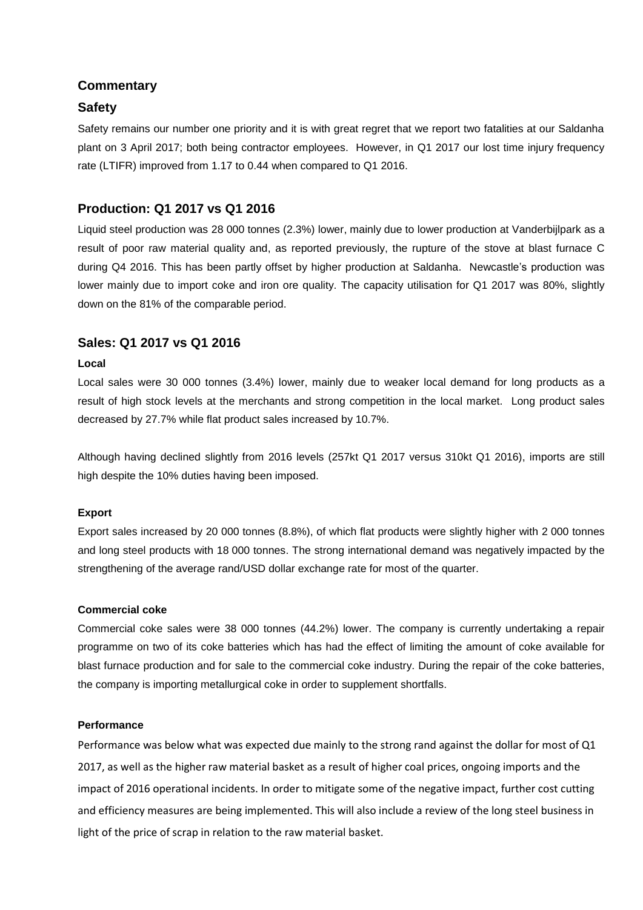## Commentary

## Safety

Safety remains our number one priority and it is with great regret that we report two fatalities at our Saldanha plant on 3 April 2017; both being contractor employees. However, in Q1 2017 our lost time injury frequency rate (LTIFR) improved from 1.17 to 0.44 when compared to Q1 2016.

## Production: Q1 2017 vs Q1 2016

Liquid steel production was 28 000 tonnes (2.3%) lower, mainly due to lower production at Vanderbijlpark as a result of poor raw material quality and, as reported previously, the rupture of the stove at blast furnace C during Q4 2016. This has been partly offset by higher production at Saldanha. Newcastle's production was lower mainly due to import coke and iron ore quality. The capacity utilisation for Q1 2017 was 80%, slightly down on the 81% of the comparable period.

## Sales: Q1 2017 vs Q1 2016

### Local

Local sales were 30 000 tonnes (3.4%) lower, mainly due to weaker local demand for long products as a result of high stock levels at the merchants and strong competition in the local market. Long product sales decreased by 27.7% while flat product sales increased by 10.7%.

Although having declined slightly from 2016 levels (257kt Q1 2017 versus 310kt Q1 2016), imports are still high despite the 10% duties having been imposed.

### Export

Export sales increased by 20 000 tonnes (8.8%), of which flat products were slightly higher with 2 000 tonnes and long steel products with 18 000 tonnes. The strong international demand was negatively impacted by the strengthening of the average rand/USD dollar exchange rate for most of the quarter.

### Commercial coke

Commercial coke sales were 38 000 tonnes (44.2%) lower. The company is currently undertaking a repair programme on two of its coke batteries which has had the effect of limiting the amount of coke available for blast furnace production and for sale to the commercial coke industry. During the repair of the coke batteries, the company is importing metallurgical coke in order to supplement shortfalls.

### Performance

Performance was below what was expected due mainly to the strong rand against the dollar for most of Q1 2017, as well as the higher raw material basket as a result of higher coal prices, ongoing imports and the impact of 2016 operational incidents. In order to mitigate some of the negative impact, further cost cutting and efficiency measures are being implemented. This will also include a review of the long steel business in light of the price of scrap in relation to the raw material basket.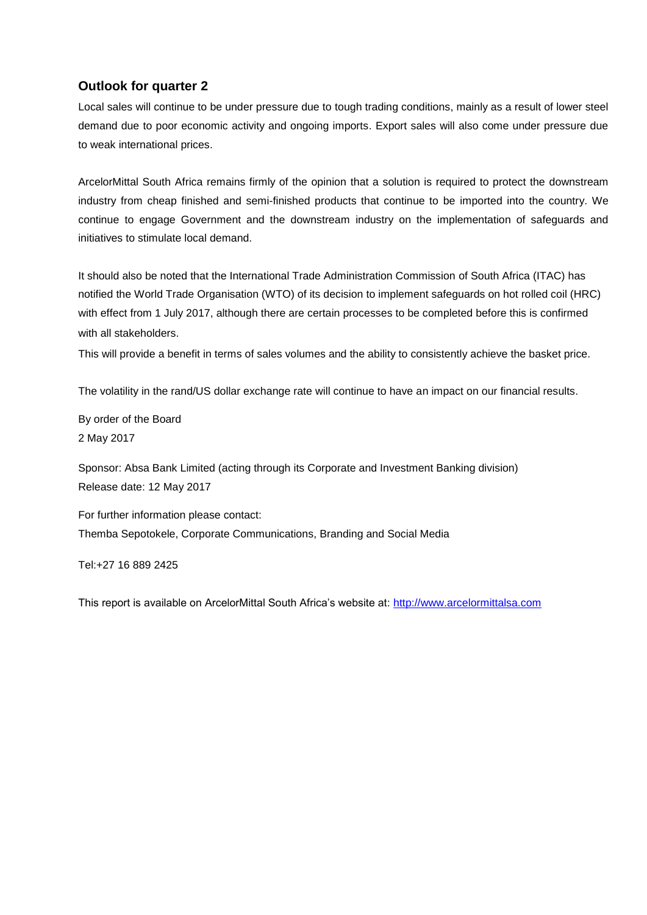## Outlook for quarter 2

Local sales will continue to be under pressure due to tough trading conditions, mainly as a result of lower steel demand due to poor economic activity and ongoing imports. Export sales will also come under pressure due to weak international prices.

ArcelorMittal South Africa remains firmly of the opinion that a solution is required to protect the downstream industry from cheap finished and semi-finished products that continue to be imported into the country. We continue to engage Government and the downstream industry on the implementation of safeguards and initiatives to stimulate local demand.

It should also be noted that the International Trade Administration Commission of South Africa (ITAC) has notified the World Trade Organisation (WTO) of its decision to implement safeguards on hot rolled coil (HRC) with effect from 1 July 2017, although there are certain processes to be completed before this is confirmed with all stakeholders.

This will provide a benefit in terms of sales volumes and the ability to consistently achieve the basket price.

The volatility in the rand/US dollar exchange rate will continue to have an impact on our financial results.

By order of the Board
2 May 2017

Sponsor: Absa Bank Limited (acting through its Corporate and Investment Banking division)
Release date: 12 May 2017

For further information please contact:
Themba Sepotokele, Corporate Communications, Branding and Social Media

Tel:+27 16 889 2425

This report is available on ArcelorMittal South Africa's website at: [http://www.arcelormittalsa.com](http://www.arcelormittalsa.com)